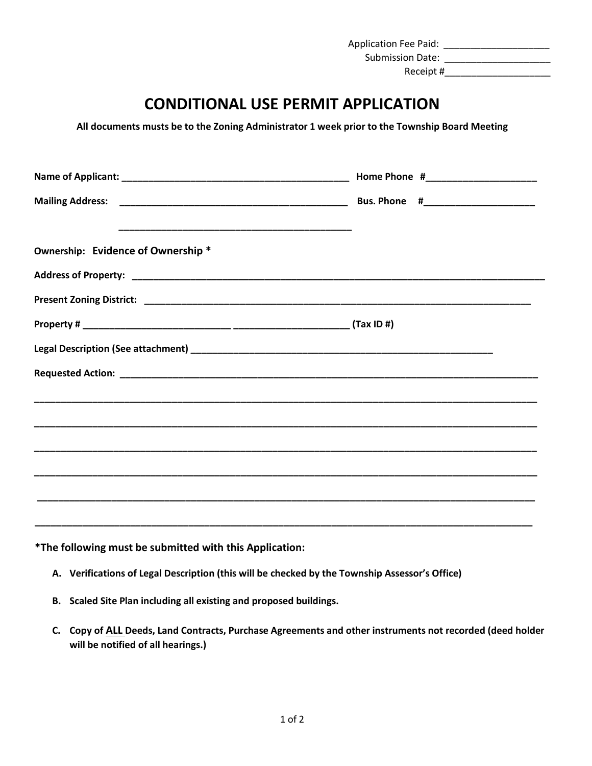Application Fee Paid: ____________________
Submission Date: ____________________
Receipt #____________________

# CONDITIONAL USE PERMIT APPLICATION

**All documents musts be to the Zoning Administrator 1 week prior to the Township Board Meeting**

**Name of Applicant:** ____________________________________________ **Home Phone #**_____________________

**Mailing Address:** ____________________________________________ **Bus. Phone #**_____________________

____________________________________________

**Ownership:** Evidence of Ownership *

**Address of Property:** ________________________________________________________________________________

**Present Zoning District:** ____________________________________________________________________________

**Property #** ____________________________ _____________________ **(Tax ID #)**

**Legal Description (See attachment)** ____________________________________________________________

**Requested Action:** __________________________________________________________________________________

______________________________________________________________________________________________

______________________________________________________________________________________________

______________________________________________________________________________________________

______________________________________________________________________________________________

______________________________________________________________________________________________

______________________________________________________________________________________________

**\*The following must be submitted with this Application:**

A. **Verifications of Legal Description (this will be checked by the Township Assessor's Office)**

B. **Scaled Site Plan including all existing and proposed buildings.**

C. **Copy of <u>ALL</u> Deeds, Land Contracts, Purchase Agreements and other instruments not recorded (deed holder will be notified of all hearings.)**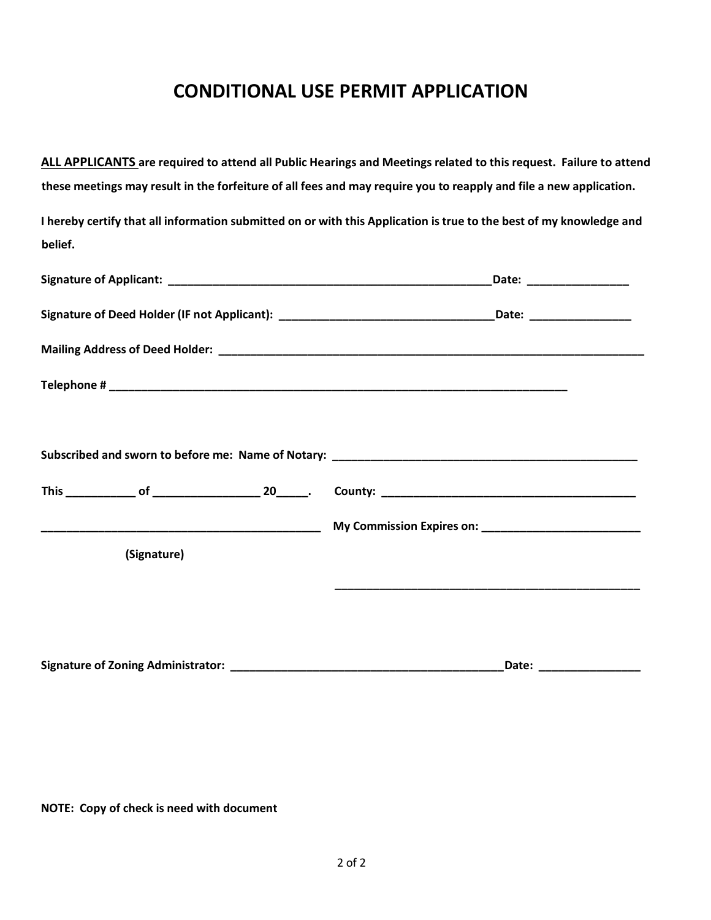# CONDITIONAL USE PERMIT APPLICATION

**<u>ALL APPLICANTS</u> are required to attend all Public Hearings and Meetings related to this request. Failure to attend these meetings may result in the forfeiture of all fees and may require you to reapply and file a new application.**

**I hereby certify that all information submitted on or with this Application is true to the best of my knowledge and belief.**

**Signature of Applicant: ____________________________________________________Date: ________________**

**Signature of Deed Holder (IF not Applicant): __________________________________Date: ________________**

**Mailing Address of Deed Holder: _____________________________________________________________________**

**Telephone # _________________________________________________________________________**

**Subscribed and sworn to before me: Name of Notary: _________________________________________________**

**This ___________ of _________________ 20_____.** **County: _________________________________________**

**_____________________________________________** **My Commission Expires on: _________________________**

**(Signature)**

**_________________________________________________**

**Signature of Zoning Administrator: ____________________________________________Date: ________________**

**NOTE: Copy of check is need with document**